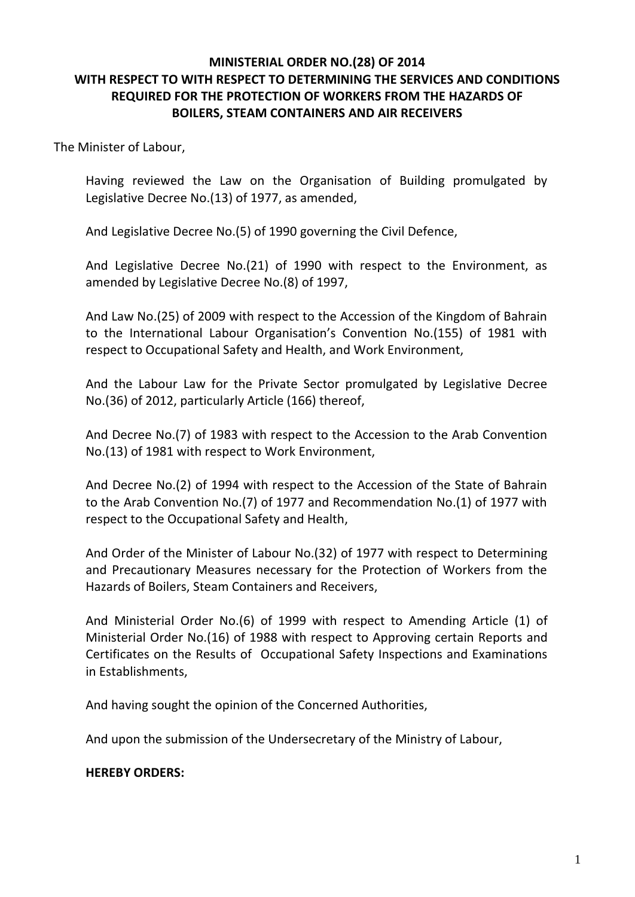# MINISTERIAL ORDER NO.(28) OF 2014 WITH RESPECT TO WITH RESPECT TO DETERMINING THE SERVICES AND CONDITIONS REQUIRED FOR THE PROTECTION OF WORKERS FROM THE HAZARDS OF BOILERS, STEAM CONTAINERS AND AIR RECEIVERS

The Minister of Labour,

Having reviewed the Law on the Organisation of Building promulgated by Legislative Decree No.(13) of 1977, as amended,

And Legislative Decree No.(5) of 1990 governing the Civil Defence,

And Legislative Decree No.(21) of 1990 with respect to the Environment, as amended by Legislative Decree No.(8) of 1997,

And Law No.(25) of 2009 with respect to the Accession of the Kingdom of Bahrain to the International Labour Organisation's Convention No.(155) of 1981 with respect to Occupational Safety and Health, and Work Environment,

And the Labour Law for the Private Sector promulgated by Legislative Decree No.(36) of 2012, particularly Article (166) thereof,

And Decree No.(7) of 1983 with respect to the Accession to the Arab Convention No.(13) of 1981 with respect to Work Environment,

And Decree No.(2) of 1994 with respect to the Accession of the State of Bahrain to the Arab Convention No.(7) of 1977 and Recommendation No.(1) of 1977 with respect to the Occupational Safety and Health,

And Order of the Minister of Labour No.(32) of 1977 with respect to Determining and Precautionary Measures necessary for the Protection of Workers from the Hazards of Boilers, Steam Containers and Receivers,

And Ministerial Order No.(6) of 1999 with respect to Amending Article (1) of Ministerial Order No.(16) of 1988 with respect to Approving certain Reports and Certificates on the Results of Occupational Safety Inspections and Examinations in Establishments,

And having sought the opinion of the Concerned Authorities,

And upon the submission of the Undersecretary of the Ministry of Labour,

**HEREBY ORDERS:**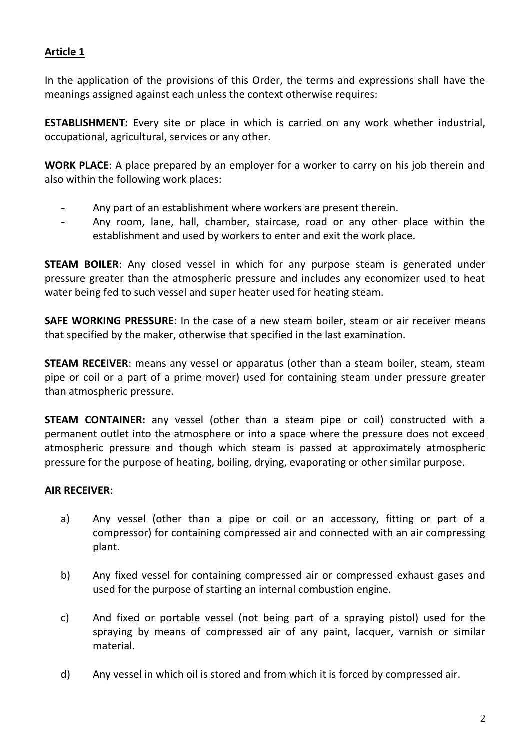**Article 1**

In the application of the provisions of this Order, the terms and expressions shall have the meanings assigned against each unless the context otherwise requires:

**ESTABLISHMENT:** Every site or place in which is carried on any work whether industrial, occupational, agricultural, services or any other.

**WORK PLACE**: A place prepared by an employer for a worker to carry on his job therein and also within the following work places:

- Any part of an establishment where workers are present therein.
- Any room, lane, hall, chamber, staircase, road or any other place within the establishment and used by workers to enter and exit the work place.

**STEAM BOILER**: Any closed vessel in which for any purpose steam is generated under pressure greater than the atmospheric pressure and includes any economizer used to heat water being fed to such vessel and super heater used for heating steam.

**SAFE WORKING PRESSURE**: In the case of a new steam boiler, steam or air receiver means that specified by the maker, otherwise that specified in the last examination.

**STEAM RECEIVER**: means any vessel or apparatus (other than a steam boiler, steam, steam pipe or coil or a part of a prime mover) used for containing steam under pressure greater than atmospheric pressure.

**STEAM CONTAINER:** any vessel (other than a steam pipe or coil) constructed with a permanent outlet into the atmosphere or into a space where the pressure does not exceed atmospheric pressure and though which steam is passed at approximately atmospheric pressure for the purpose of heating, boiling, drying, evaporating or other similar purpose.

**AIR RECEIVER**:

a) Any vessel (other than a pipe or coil or an accessory, fitting or part of a compressor) for containing compressed air and connected with an air compressing plant.

b) Any fixed vessel for containing compressed air or compressed exhaust gases and used for the purpose of starting an internal combustion engine.

c) And fixed or portable vessel (not being part of a spraying pistol) used for the spraying by means of compressed air of any paint, lacquer, varnish or similar material.

d) Any vessel in which oil is stored and from which it is forced by compressed air.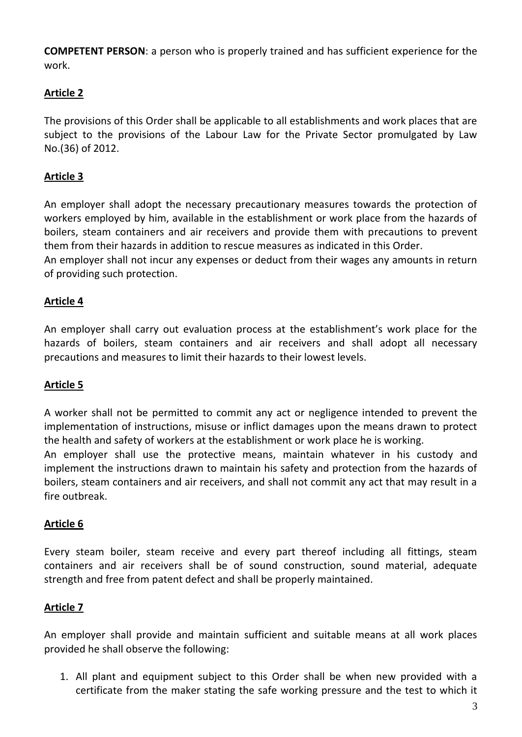**COMPETENT PERSON**: a person who is properly trained and has sufficient experience for the work.

## Article 2

The provisions of this Order shall be applicable to all establishments and work places that are subject to the provisions of the Labour Law for the Private Sector promulgated by Law No.(36) of 2012.

## Article 3

An employer shall adopt the necessary precautionary measures towards the protection of workers employed by him, available in the establishment or work place from the hazards of boilers, steam containers and air receivers and provide them with precautions to prevent them from their hazards in addition to rescue measures as indicated in this Order.
An employer shall not incur any expenses or deduct from their wages any amounts in return of providing such protection.

## Article 4

An employer shall carry out evaluation process at the establishment's work place for the hazards of boilers, steam containers and air receivers and shall adopt all necessary precautions and measures to limit their hazards to their lowest levels.

## Article 5

A worker shall not be permitted to commit any act or negligence intended to prevent the implementation of instructions, misuse or inflict damages upon the means drawn to protect the health and safety of workers at the establishment or work place he is working.
An employer shall use the protective means, maintain whatever in his custody and implement the instructions drawn to maintain his safety and protection from the hazards of boilers, steam containers and air receivers, and shall not commit any act that may result in a fire outbreak.

## Article 6

Every steam boiler, steam receive and every part thereof including all fittings, steam containers and air receivers shall be of sound construction, sound material, adequate strength and free from patent defect and shall be properly maintained.

## Article 7

An employer shall provide and maintain sufficient and suitable means at all work places provided he shall observe the following:

1. All plant and equipment subject to this Order shall be when new provided with a certificate from the maker stating the safe working pressure and the test to which it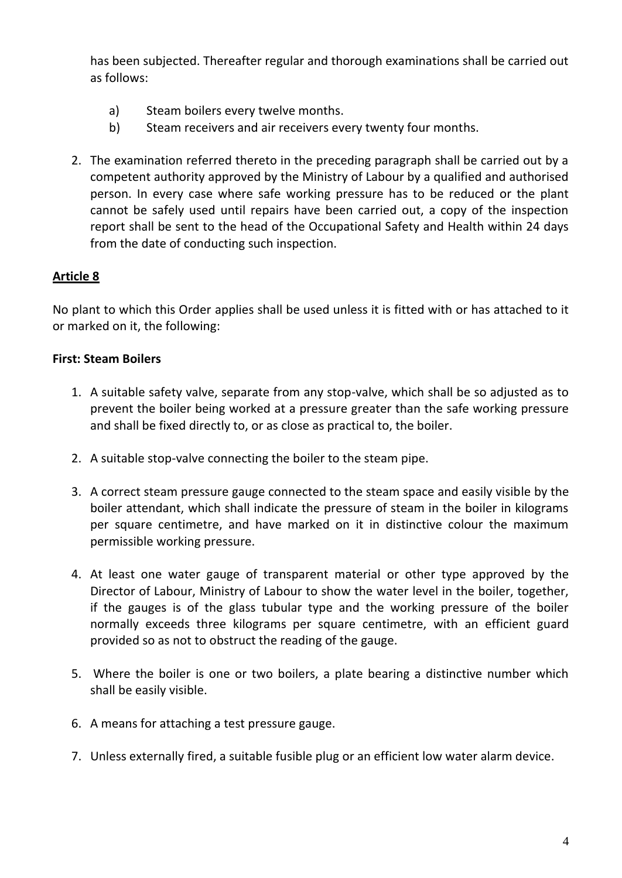has been subjected. Thereafter regular and thorough examinations shall be carried out as follows:

a) Steam boilers every twelve months.
b) Steam receivers and air receivers every twenty four months.

2. The examination referred thereto in the preceding paragraph shall be carried out by a competent authority approved by the Ministry of Labour by a qualified and authorised person. In every case where safe working pressure has to be reduced or the plant cannot be safely used until repairs have been carried out, a copy of the inspection report shall be sent to the head of the Occupational Safety and Health within 24 days from the date of conducting such inspection.

**Article 8**

No plant to which this Order applies shall be used unless it is fitted with or has attached to it or marked on it, the following:

**First: Steam Boilers**

1. A suitable safety valve, separate from any stop-valve, which shall be so adjusted as to prevent the boiler being worked at a pressure greater than the safe working pressure and shall be fixed directly to, or as close as practical to, the boiler.

2. A suitable stop-valve connecting the boiler to the steam pipe.

3. A correct steam pressure gauge connected to the steam space and easily visible by the boiler attendant, which shall indicate the pressure of steam in the boiler in kilograms per square centimetre, and have marked on it in distinctive colour the maximum permissible working pressure.

4. At least one water gauge of transparent material or other type approved by the Director of Labour, Ministry of Labour to show the water level in the boiler, together, if the gauges is of the glass tubular type and the working pressure of the boiler normally exceeds three kilograms per square centimetre, with an efficient guard provided so as not to obstruct the reading of the gauge.

5. Where the boiler is one or two boilers, a plate bearing a distinctive number which shall be easily visible.

6. A means for attaching a test pressure gauge.

7. Unless externally fired, a suitable fusible plug or an efficient low water alarm device.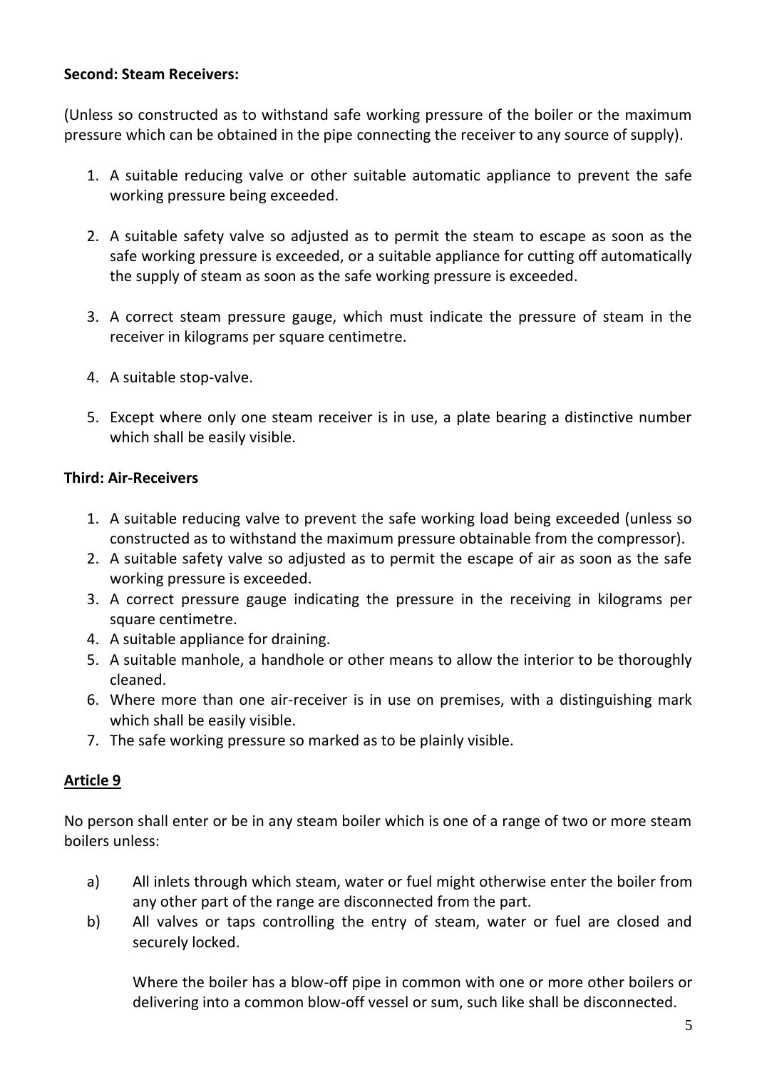**Second: Steam Receivers:**

(Unless so constructed as to withstand safe working pressure of the boiler or the maximum pressure which can be obtained in the pipe connecting the receiver to any source of supply).

1. A suitable reducing valve or other suitable automatic appliance to prevent the safe working pressure being exceeded.

2. A suitable safety valve so adjusted as to permit the steam to escape as soon as the safe working pressure is exceeded, or a suitable appliance for cutting off automatically the supply of steam as soon as the safe working pressure is exceeded.

3. A correct steam pressure gauge, which must indicate the pressure of steam in the receiver in kilograms per square centimetre.

4. A suitable stop-valve.

5. Except where only one steam receiver is in use, a plate bearing a distinctive number which shall be easily visible.

**Third: Air-Receivers**

1. A suitable reducing valve to prevent the safe working load being exceeded (unless so constructed as to withstand the maximum pressure obtainable from the compressor).
2. A suitable safety valve so adjusted as to permit the escape of air as soon as the safe working pressure is exceeded.
3. A correct pressure gauge indicating the pressure in the receiving in kilograms per square centimetre.
4. A suitable appliance for draining.
5. A suitable manhole, a handhole or other means to allow the interior to be thoroughly cleaned.
6. Where more than one air-receiver is in use on premises, with a distinguishing mark which shall be easily visible.
7. The safe working pressure so marked as to be plainly visible.

## Article 9

No person shall enter or be in any steam boiler which is one of a range of two or more steam boilers unless:

a) All inlets through which steam, water or fuel might otherwise enter the boiler from any other part of the range are disconnected from the part.

b) All valves or taps controlling the entry of steam, water or fuel are closed and securely locked.

Where the boiler has a blow-off pipe in common with one or more other boilers or delivering into a common blow-off vessel or sum, such like shall be disconnected.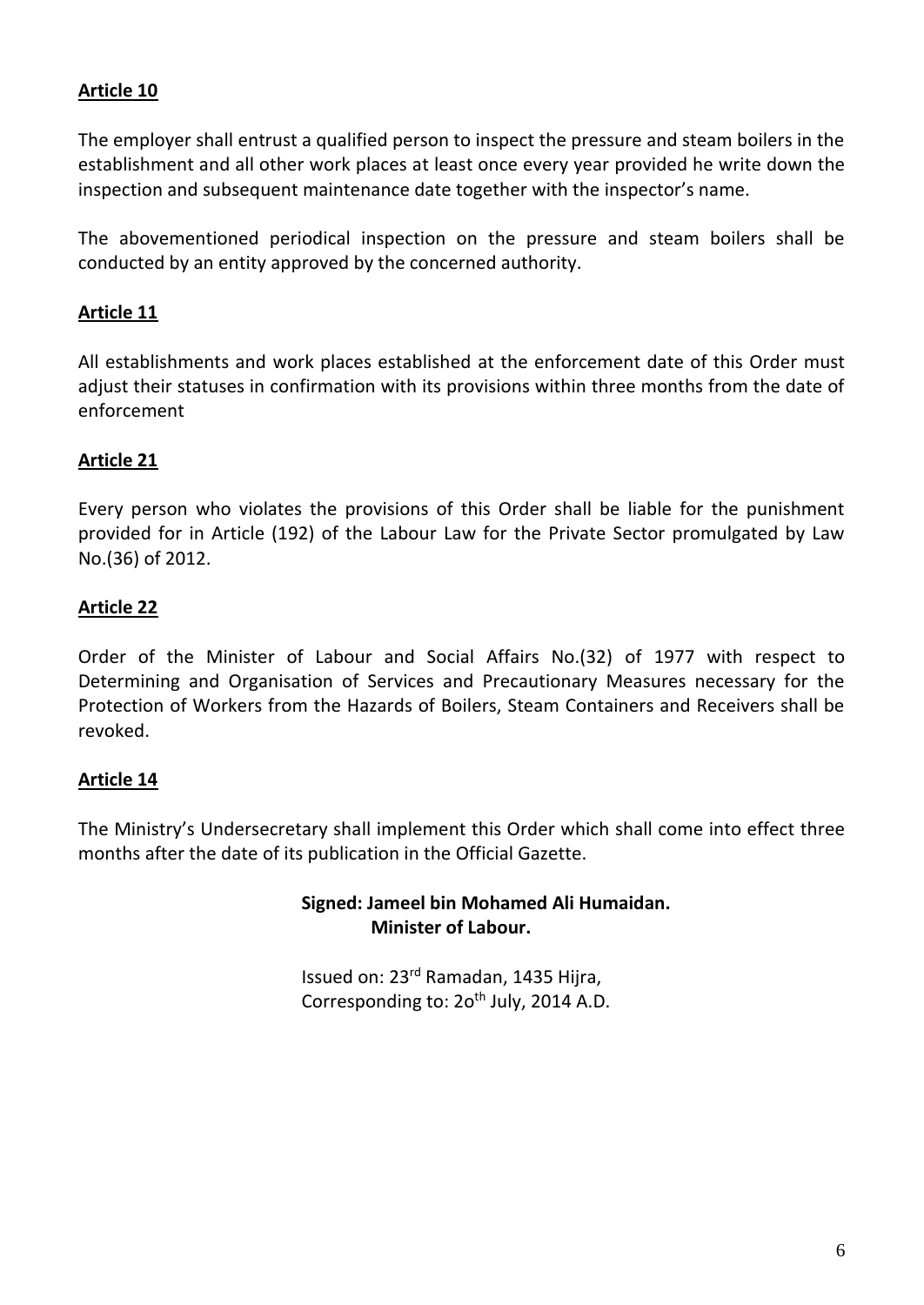**Article 10**

The employer shall entrust a qualified person to inspect the pressure and steam boilers in the establishment and all other work places at least once every year provided he write down the inspection and subsequent maintenance date together with the inspector's name.

The abovementioned periodical inspection on the pressure and steam boilers shall be conducted by an entity approved by the concerned authority.

**Article 11**

All establishments and work places established at the enforcement date of this Order must adjust their statuses in confirmation with its provisions within three months from the date of enforcement

**Article 21**

Every person who violates the provisions of this Order shall be liable for the punishment provided for in Article (192) of the Labour Law for the Private Sector promulgated by Law No.(36) of 2012.

**Article 22**

Order of the Minister of Labour and Social Affairs No.(32) of 1977 with respect to Determining and Organisation of Services and Precautionary Measures necessary for the Protection of Workers from the Hazards of Boilers, Steam Containers and Receivers shall be revoked.

**Article 14**

The Ministry's Undersecretary shall implement this Order which shall come into effect three months after the date of its publication in the Official Gazette.

**Signed: Jameel bin Mohamed Ali Humaidan.**
**Minister of Labour.**

Issued on: 23rd Ramadan, 1435 Hijra,
Corresponding to: 2oth July, 2014 A.D.